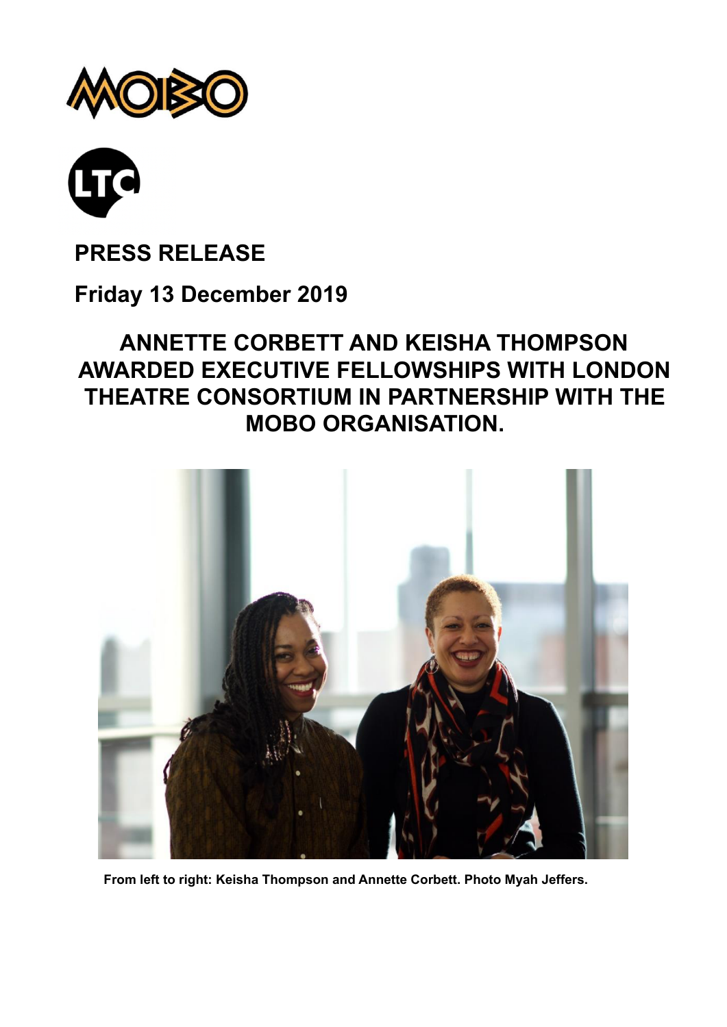**PRESS RELEASE**

**Friday 13 December 2019**

# ANNETTE CORBETT AND KEISHA THOMPSON AWARDED EXECUTIVE FELLOWSHIPS WITH LONDON THEATRE CONSORTIUM IN PARTNERSHIP WITH THE MOBO ORGANISATION.

**From left to right: Keisha Thompson and Annette Corbett. Photo Myah Jeffers.**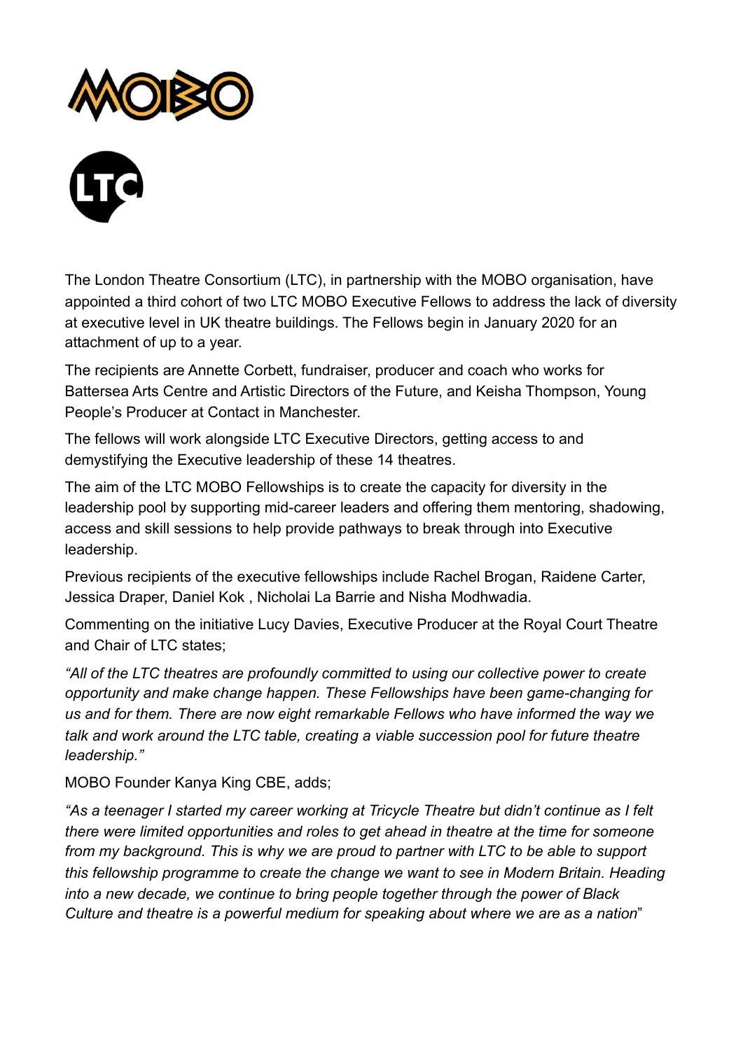The London Theatre Consortium (LTC), in partnership with the MOBO organisation, have appointed a third cohort of two LTC MOBO Executive Fellows to address the lack of diversity at executive level in UK theatre buildings. The Fellows begin in January 2020 for an attachment of up to a year.

The recipients are Annette Corbett, fundraiser, producer and coach who works for Battersea Arts Centre and Artistic Directors of the Future, and Keisha Thompson, Young People's Producer at Contact in Manchester.

The fellows will work alongside LTC Executive Directors, getting access to and demystifying the Executive leadership of these 14 theatres.

The aim of the LTC MOBO Fellowships is to create the capacity for diversity in the leadership pool by supporting mid-career leaders and offering them mentoring, shadowing, access and skill sessions to help provide pathways to break through into Executive leadership.

Previous recipients of the executive fellowships include Rachel Brogan, Raidene Carter, Jessica Draper, Daniel Kok , Nicholai La Barrie and Nisha Modhwadia.

Commenting on the initiative Lucy Davies, Executive Producer at the Royal Court Theatre and Chair of LTC states;

*"All of the LTC theatres are profoundly committed to using our collective power to create opportunity and make change happen. These Fellowships have been game-changing for us and for them. There are now eight remarkable Fellows who have informed the way we talk and work around the LTC table, creating a viable succession pool for future theatre leadership."*

MOBO Founder Kanya King CBE, adds;

*"As a teenager I started my career working at Tricycle Theatre but didn't continue as I felt there were limited opportunities and roles to get ahead in theatre at the time for someone from my background. This is why we are proud to partner with LTC to be able to support this fellowship programme to create the change we want to see in Modern Britain. Heading into a new decade, we continue to bring people together through the power of Black Culture and theatre is a powerful medium for speaking about where we are as a nation*"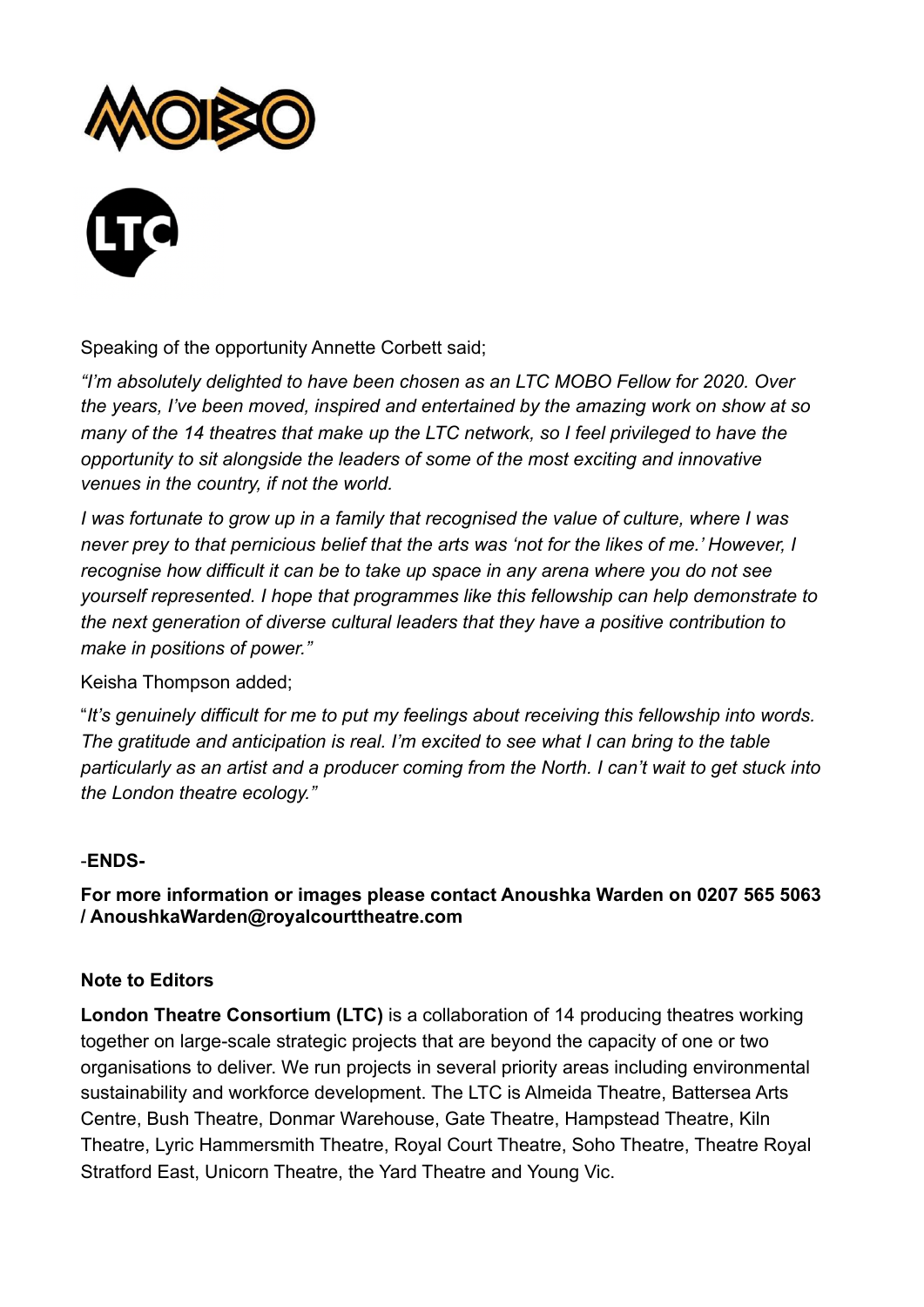Speaking of the opportunity Annette Corbett said;

*"I'm absolutely delighted to have been chosen as an LTC MOBO Fellow for 2020. Over the years, I've been moved, inspired and entertained by the amazing work on show at so many of the 14 theatres that make up the LTC network, so I feel privileged to have the opportunity to sit alongside the leaders of some of the most exciting and innovative venues in the country, if not the world.*

*I was fortunate to grow up in a family that recognised the value of culture, where I was never prey to that pernicious belief that the arts was 'not for the likes of me.' However, I recognise how difficult it can be to take up space in any arena where you do not see yourself represented. I hope that programmes like this fellowship can help demonstrate to the next generation of diverse cultural leaders that they have a positive contribution to make in positions of power."*

Keisha Thompson added;

"*It's genuinely difficult for me to put my feelings about receiving this fellowship into words. The gratitude and anticipation is real. I'm excited to see what I can bring to the table particularly as an artist and a producer coming from the North. I can't wait to get stuck into the London theatre ecology."*

-**ENDS-**

**For more information or images please contact Anoushka Warden on 0207 565 5063 / AnoushkaWarden@royalcourttheatre.com**

**Note to Editors**

**London Theatre Consortium (LTC)** is a collaboration of 14 producing theatres working together on large-scale strategic projects that are beyond the capacity of one or two organisations to deliver. We run projects in several priority areas including environmental sustainability and workforce development. The LTC is Almeida Theatre, Battersea Arts Centre, Bush Theatre, Donmar Warehouse, Gate Theatre, Hampstead Theatre, Kiln Theatre, Lyric Hammersmith Theatre, Royal Court Theatre, Soho Theatre, Theatre Royal Stratford East, Unicorn Theatre, the Yard Theatre and Young Vic.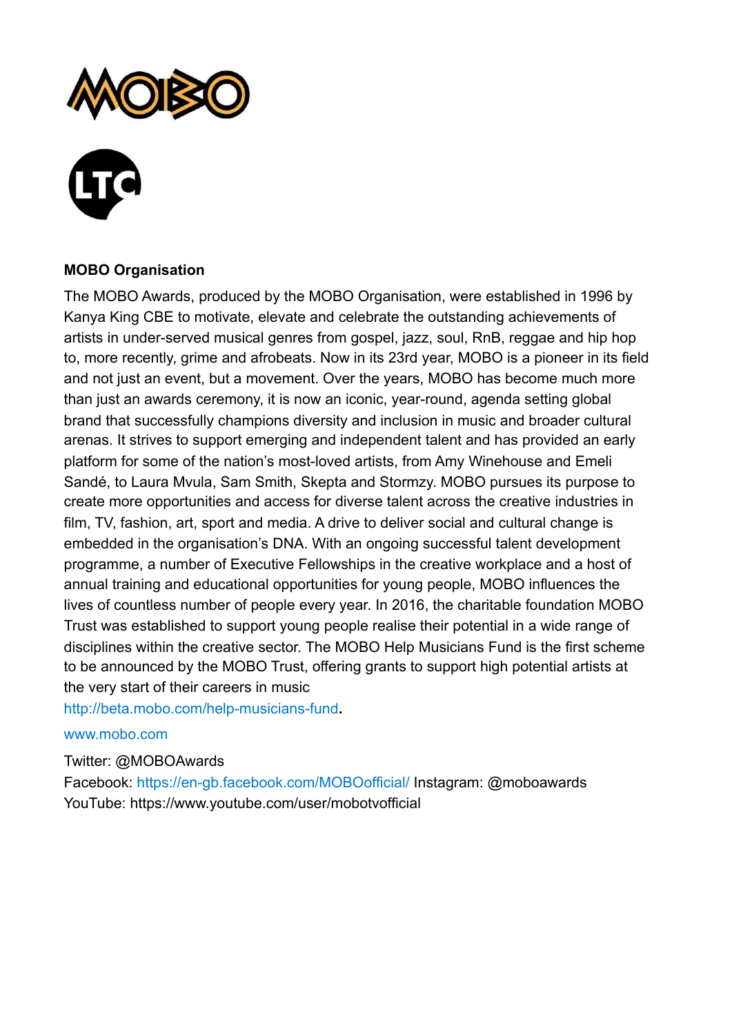**MOBO Organisation**

The MOBO Awards, produced by the MOBO Organisation, were established in 1996 by Kanya King CBE to motivate, elevate and celebrate the outstanding achievements of artists in under-served musical genres from gospel, jazz, soul, RnB, reggae and hip hop to, more recently, grime and afrobeats. Now in its 23rd year, MOBO is a pioneer in its field and not just an event, but a movement. Over the years, MOBO has become much more than just an awards ceremony, it is now an iconic, year-round, agenda setting global brand that successfully champions diversity and inclusion in music and broader cultural arenas. It strives to support emerging and independent talent and has provided an early platform for some of the nation's most-loved artists, from Amy Winehouse and Emeli Sandé, to Laura Mvula, Sam Smith, Skepta and Stormzy. MOBO pursues its purpose to create more opportunities and access for diverse talent across the creative industries in film, TV, fashion, art, sport and media. A drive to deliver social and cultural change is embedded in the organisation's DNA. With an ongoing successful talent development programme, a number of Executive Fellowships in the creative workplace and a host of annual training and educational opportunities for young people, MOBO influences the lives of countless number of people every year. In 2016, the charitable foundation MOBO Trust was established to support young people realise their potential in a wide range of disciplines within the creative sector. The MOBO Help Musicians Fund is the first scheme to be announced by the MOBO Trust, offering grants to support high potential artists at the very start of their careers in music
http://beta.mobo.com/help-musicians-fund.

www.mobo.com

Twitter: @MOBOAwards
Facebook: https://en-gb.facebook.com/MOBOofficial/ Instagram: @moboawards
YouTube: https://www.youtube.com/user/mobotvofficial